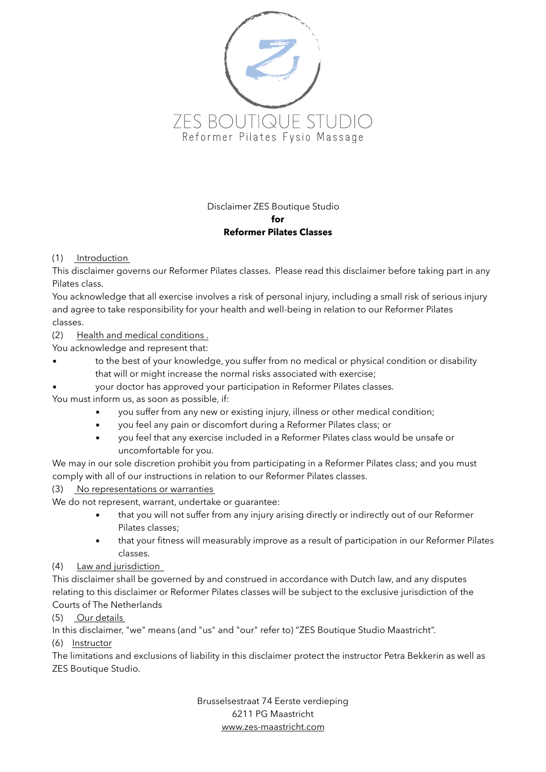ZES BOUTIQUE STUDIO

Reformer Pilates Fysio Massage

Disclaimer ZES Boutique Studio

**for**

**Reformer Pilates Classes**

(1) Introduction

This disclaimer governs our Reformer Pilates classes. Please read this disclaimer before taking part in any Pilates class.

You acknowledge that all exercise involves a risk of personal injury, including a small risk of serious injury and agree to take responsibility for your health and well-being in relation to our Reformer Pilates classes.

(2) Health and medical conditions .

You acknowledge and represent that:

- to the best of your knowledge, you suffer from no medical or physical condition or disability that will or might increase the normal risks associated with exercise;
- your doctor has approved your participation in Reformer Pilates classes.

You must inform us, as soon as possible, if:

- you suffer from any new or existing injury, illness or other medical condition;
- you feel any pain or discomfort during a Reformer Pilates class; or
- you feel that any exercise included in a Reformer Pilates class would be unsafe or uncomfortable for you.

We may in our sole discretion prohibit you from participating in a Reformer Pilates class; and you must comply with all of our instructions in relation to our Reformer Pilates classes.

(3) No representations or warranties

We do not represent, warrant, undertake or guarantee:

- that you will not suffer from any injury arising directly or indirectly out of our Reformer Pilates classes;
- that your fitness will measurably improve as a result of participation in our Reformer Pilates classes.

(4) Law and jurisdiction

This disclaimer shall be governed by and construed in accordance with Dutch law, and any disputes relating to this disclaimer or Reformer Pilates classes will be subject to the exclusive jurisdiction of the Courts of The Netherlands

(5) Our details

In this disclaimer, "we" means (and "us" and "our" refer to) "ZES Boutique Studio Maastricht".

(6) Instructor

The limitations and exclusions of liability in this disclaimer protect the instructor Petra Bekkerin as well as ZES Boutique Studio.

Brusselsestraat 74 Eerste verdieping

6211 PG Maastricht

www.zes-maastricht.com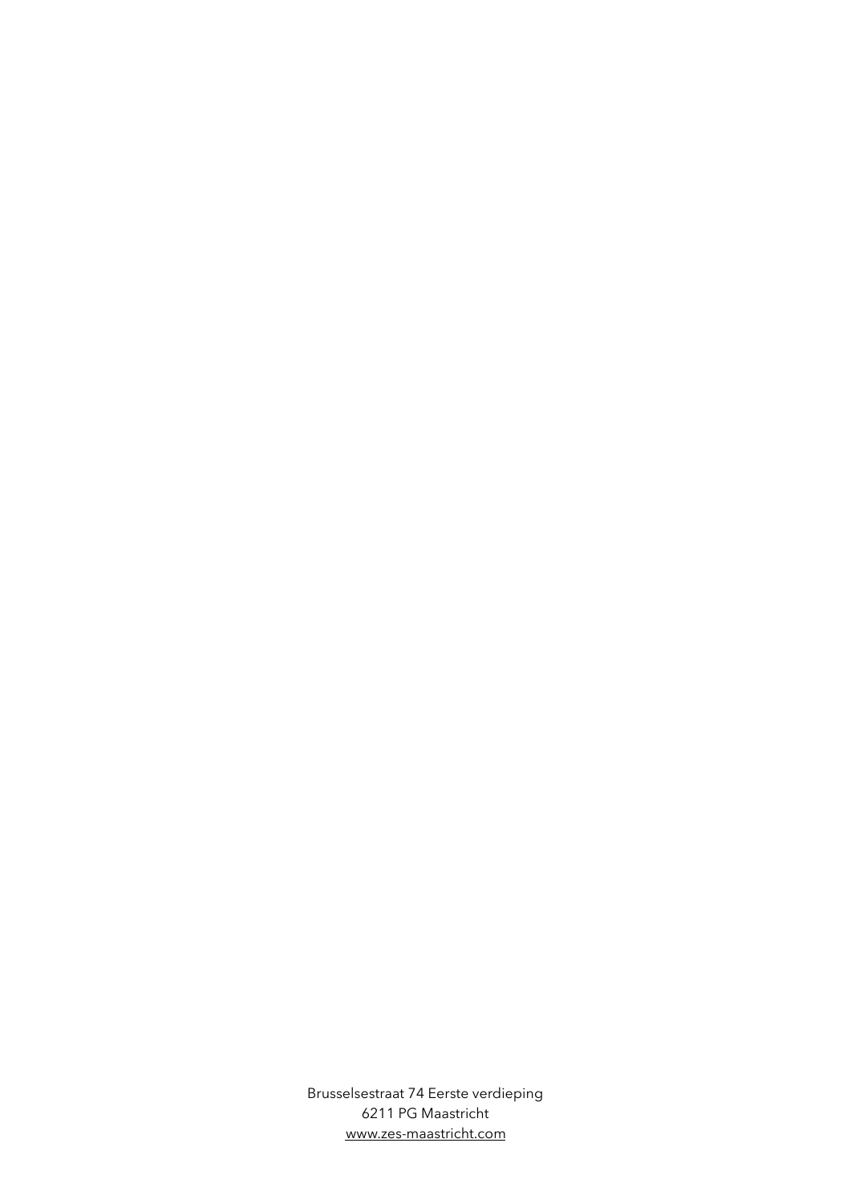Brusselsestraat 74 Eerste verdieping
6211 PG Maastricht
www.zes-maastricht.com